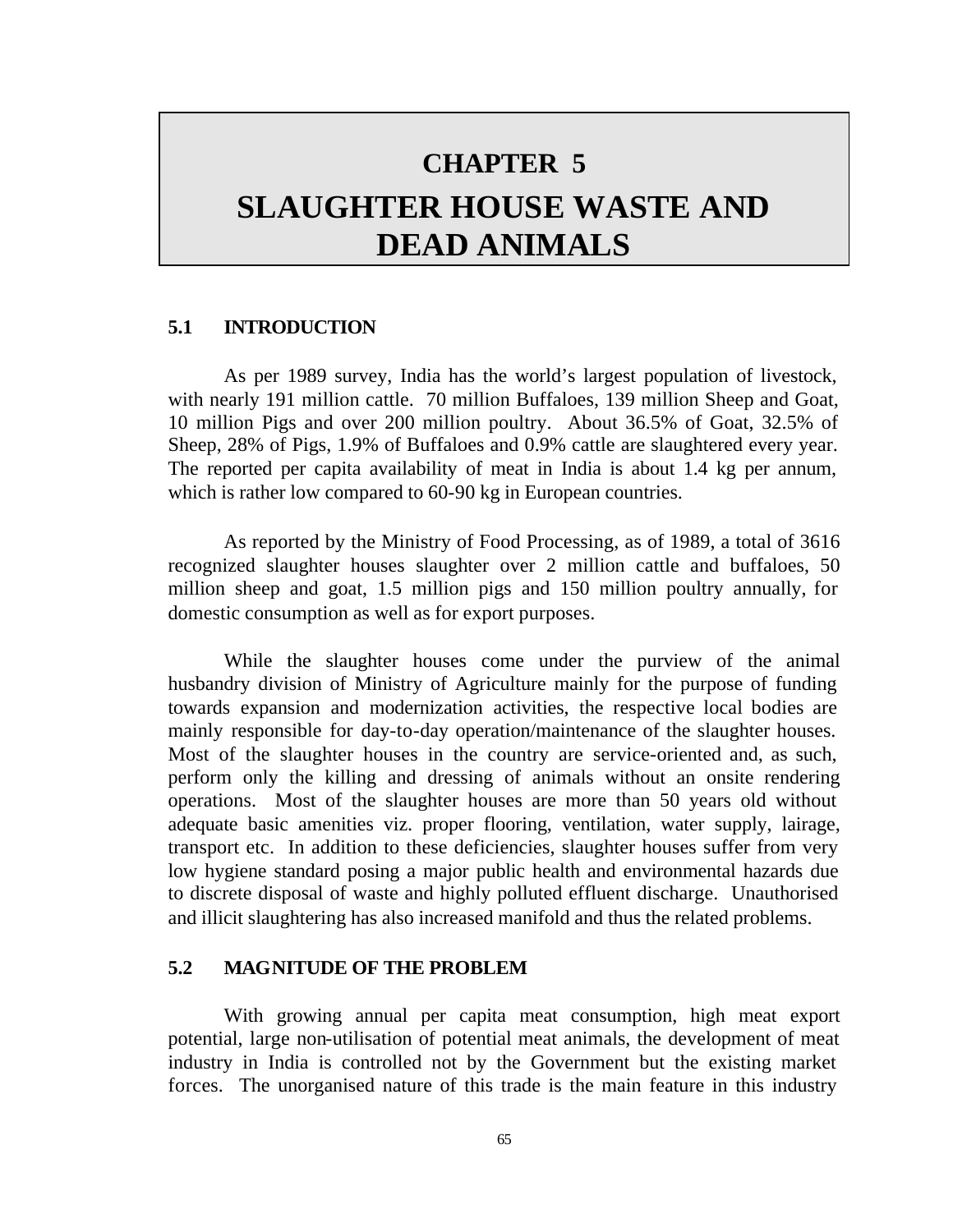# CHAPTER 5

# SLAUGHTER HOUSE WASTE AND DEAD ANIMALS

## 5.1 INTRODUCTION

As per 1989 survey, India has the world's largest population of livestock, with nearly 191 million cattle. 70 million Buffaloes, 139 million Sheep and Goat, 10 million Pigs and over 200 million poultry. About 36.5% of Goat, 32.5% of Sheep, 28% of Pigs, 1.9% of Buffaloes and 0.9% cattle are slaughtered every year. The reported per capita availability of meat in India is about 1.4 kg per annum, which is rather low compared to 60-90 kg in European countries.

As reported by the Ministry of Food Processing, as of 1989, a total of 3616 recognized slaughter houses slaughter over 2 million cattle and buffaloes, 50 million sheep and goat, 1.5 million pigs and 150 million poultry annually, for domestic consumption as well as for export purposes.

While the slaughter houses come under the purview of the animal husbandry division of Ministry of Agriculture mainly for the purpose of funding towards expansion and modernization activities, the respective local bodies are mainly responsible for day-to-day operation/maintenance of the slaughter houses. Most of the slaughter houses in the country are service-oriented and, as such, perform only the killing and dressing of animals without an onsite rendering operations. Most of the slaughter houses are more than 50 years old without adequate basic amenities viz. proper flooring, ventilation, water supply, lairage, transport etc. In addition to these deficiencies, slaughter houses suffer from very low hygiene standard posing a major public health and environmental hazards due to discrete disposal of waste and highly polluted effluent discharge. Unauthorised and illicit slaughtering has also increased manifold and thus the related problems.

## 5.2 MAGNITUDE OF THE PROBLEM

With growing annual per capita meat consumption, high meat export potential, large non-utilisation of potential meat animals, the development of meat industry in India is controlled not by the Government but the existing market forces. The unorganised nature of this trade is the main feature in this industry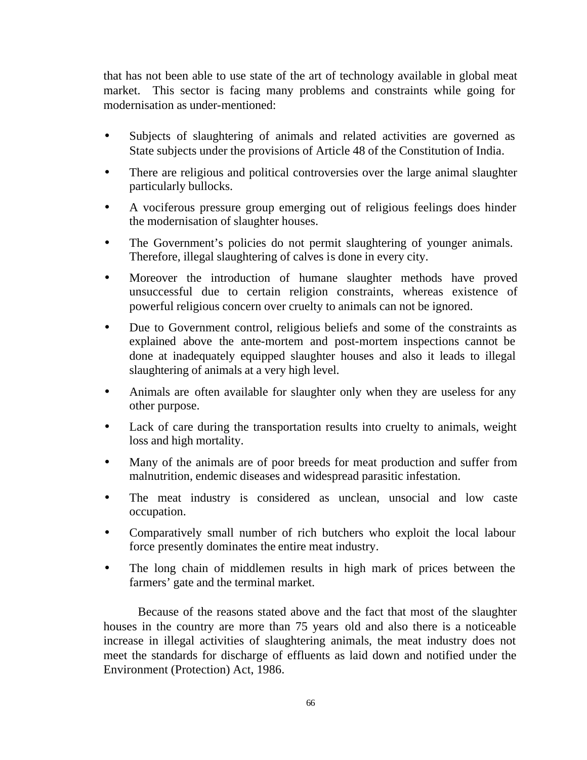that has not been able to use state of the art of technology available in global meat market. This sector is facing many problems and constraints while going for modernisation as under-mentioned:

- Subjects of slaughtering of animals and related activities are governed as State subjects under the provisions of Article 48 of the Constitution of India.
- There are religious and political controversies over the large animal slaughter particularly bullocks.
- A vociferous pressure group emerging out of religious feelings does hinder the modernisation of slaughter houses.
- The Government's policies do not permit slaughtering of younger animals. Therefore, illegal slaughtering of calves is done in every city.
- Moreover the introduction of humane slaughter methods have proved unsuccessful due to certain religion constraints, whereas existence of powerful religious concern over cruelty to animals can not be ignored.
- Due to Government control, religious beliefs and some of the constraints as explained above the ante-mortem and post-mortem inspections cannot be done at inadequately equipped slaughter houses and also it leads to illegal slaughtering of animals at a very high level.
- Animals are often available for slaughter only when they are useless for any other purpose.
- Lack of care during the transportation results into cruelty to animals, weight loss and high mortality.
- Many of the animals are of poor breeds for meat production and suffer from malnutrition, endemic diseases and widespread parasitic infestation.
- The meat industry is considered as unclean, unsocial and low caste occupation.
- Comparatively small number of rich butchers who exploit the local labour force presently dominates the entire meat industry.
- The long chain of middlemen results in high mark of prices between the farmers' gate and the terminal market.

Because of the reasons stated above and the fact that most of the slaughter houses in the country are more than 75 years old and also there is a noticeable increase in illegal activities of slaughtering animals, the meat industry does not meet the standards for discharge of effluents as laid down and notified under the Environment (Protection) Act, 1986.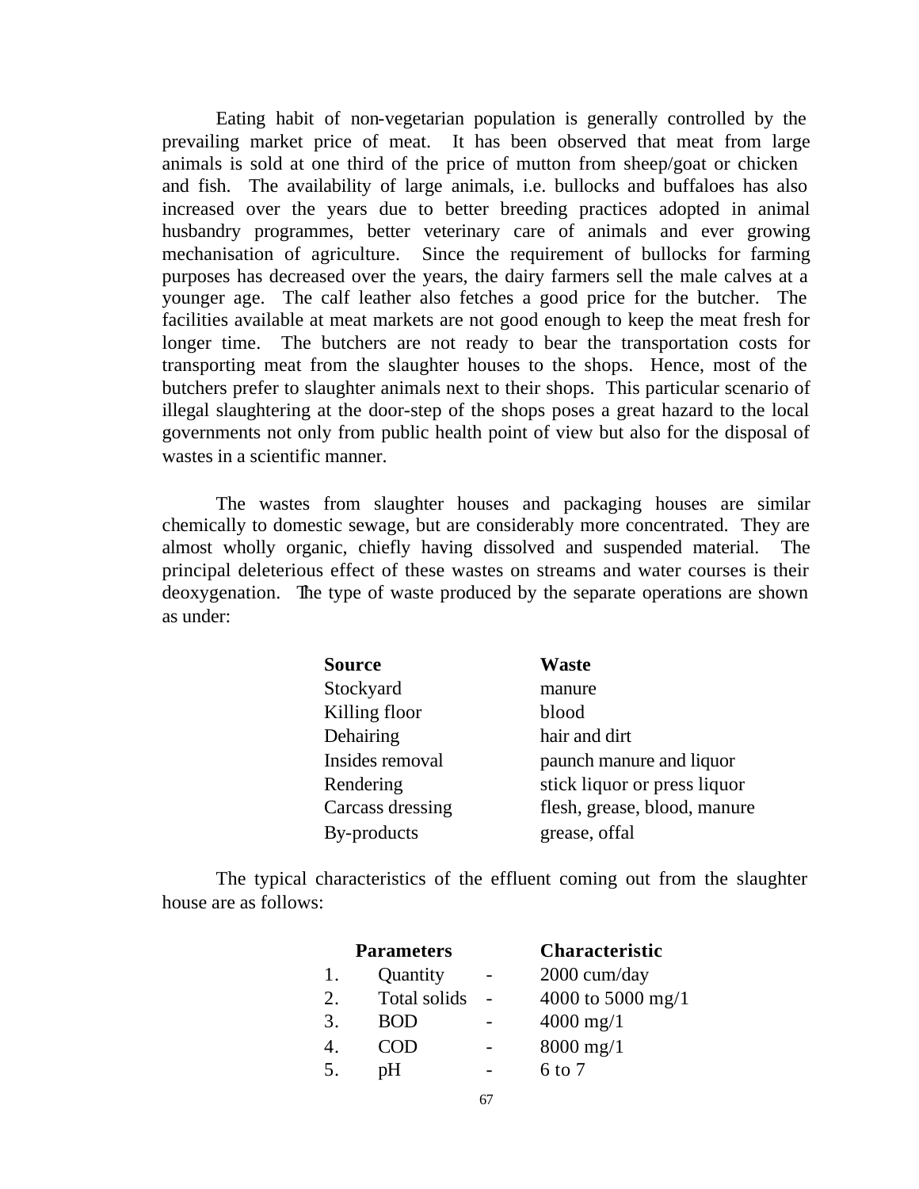Eating habit of non-vegetarian population is generally controlled by the prevailing market price of meat. It has been observed that meat from large animals is sold at one third of the price of mutton from sheep/goat or chicken and fish. The availability of large animals, i.e. bullocks and buffaloes has also increased over the years due to better breeding practices adopted in animal husbandry programmes, better veterinary care of animals and ever growing mechanisation of agriculture. Since the requirement of bullocks for farming purposes has decreased over the years, the dairy farmers sell the male calves at a younger age. The calf leather also fetches a good price for the butcher. The facilities available at meat markets are not good enough to keep the meat fresh for longer time. The butchers are not ready to bear the transportation costs for transporting meat from the slaughter houses to the shops. Hence, most of the butchers prefer to slaughter animals next to their shops. This particular scenario of illegal slaughtering at the door-step of the shops poses a great hazard to the local governments not only from public health point of view but also for the disposal of wastes in a scientific manner.

The wastes from slaughter houses and packaging houses are similar chemically to domestic sewage, but are considerably more concentrated. They are almost wholly organic, chiefly having dissolved and suspended material. The principal deleterious effect of these wastes on streams and water courses is their deoxygenation. The type of waste produced by the separate operations are shown as under:

| **Source** | **Waste** |
|---|---|
| Stockyard | manure |
| Killing floor | blood |
| Dehairing | hair and dirt |
| Insides removal | paunch manure and liquor |
| Rendering | stick liquor or press liquor |
| Carcass dressing | flesh, grease, blood, manure |
| By-products | grease, offal |

The typical characteristics of the effluent coming out from the slaughter house are as follows:

| | **Parameters** | | **Characteristic** |
|---|---|---|---|
| 1. | Quantity | - | 2000 cum/day |
| 2. | Total solids | - | 4000 to 5000 mg/1 |
| 3. | BOD | - | 4000 mg/1 |
| 4. | COD | - | 8000 mg/1 |
| 5. | pH | - | 6 to 7 |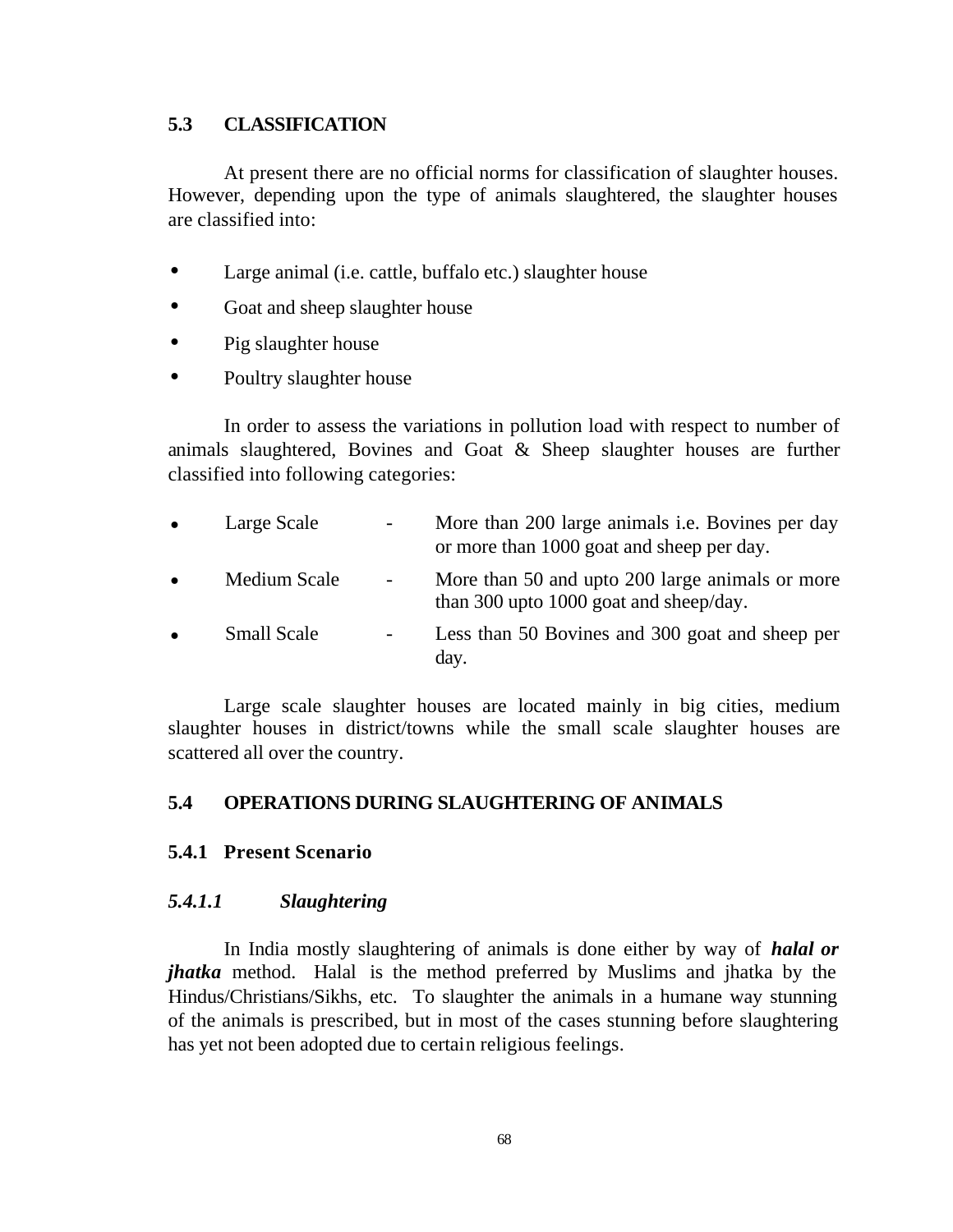## 5.3 CLASSIFICATION

At present there are no official norms for classification of slaughter houses. However, depending upon the type of animals slaughtered, the slaughter houses are classified into:

- Large animal (i.e. cattle, buffalo etc.) slaughter house
- Goat and sheep slaughter house
- Pig slaughter house
- Poultry slaughter house

In order to assess the variations in pollution load with respect to number of animals slaughtered, Bovines and Goat & Sheep slaughter houses are further classified into following categories:

- Large Scale - More than 200 large animals i.e. Bovines per day or more than 1000 goat and sheep per day.
- Medium Scale - More than 50 and upto 200 large animals or more than 300 upto 1000 goat and sheep/day.
- Small Scale - Less than 50 Bovines and 300 goat and sheep per day.

Large scale slaughter houses are located mainly in big cities, medium slaughter houses in district/towns while the small scale slaughter houses are scattered all over the country.

## 5.4 OPERATIONS DURING SLAUGHTERING OF ANIMALS

### 5.4.1 Present Scenario

#### *5.4.1.1 Slaughtering*

In India mostly slaughtering of animals is done either by way of ***halal or jhatka*** method. Halal is the method preferred by Muslims and jhatka by the Hindus/Christians/Sikhs, etc. To slaughter the animals in a humane way stunning of the animals is prescribed, but in most of the cases stunning before slaughtering has yet not been adopted due to certain religious feelings.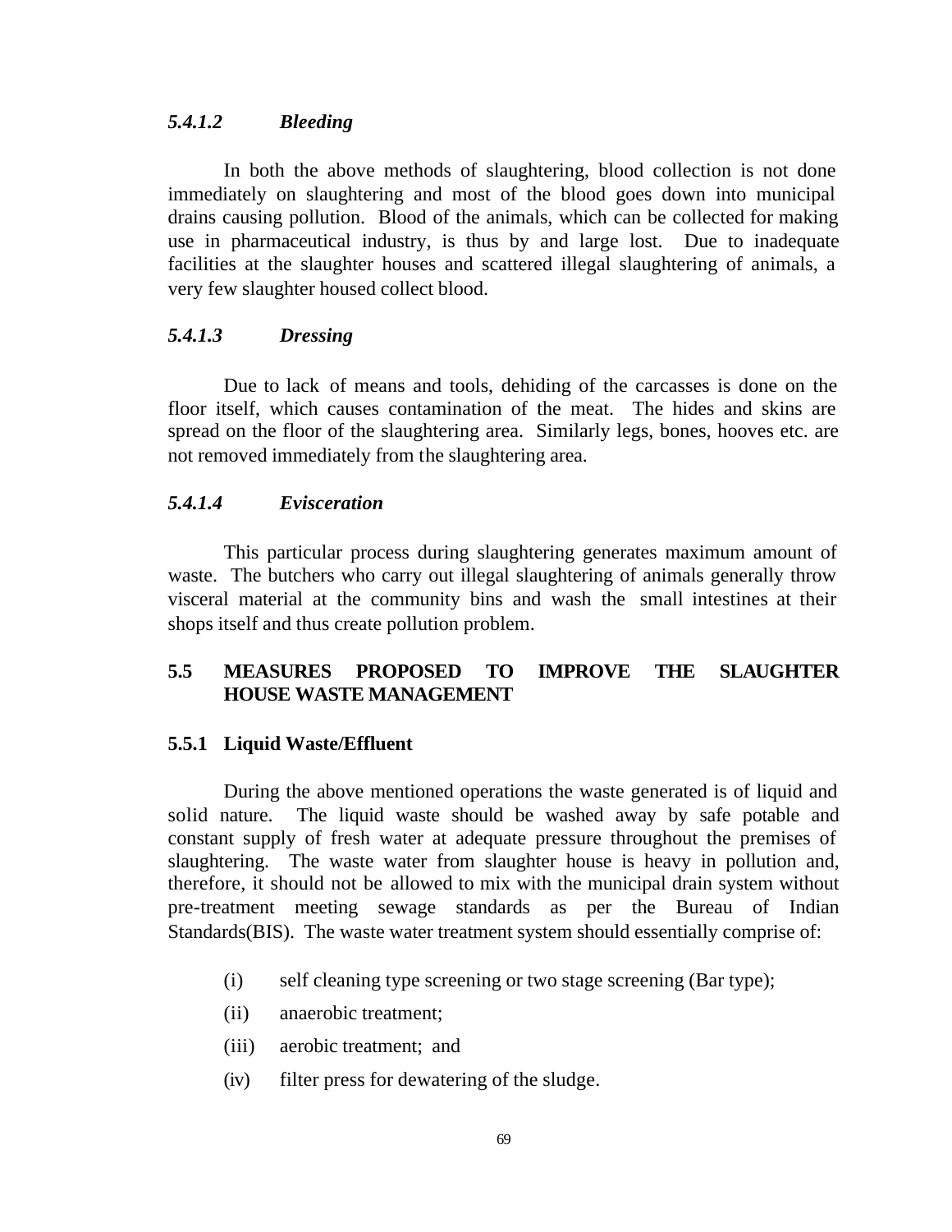#### *5.4.1.2 Bleeding*

In both the above methods of slaughtering, blood collection is not done immediately on slaughtering and most of the blood goes down into municipal drains causing pollution. Blood of the animals, which can be collected for making use in pharmaceutical industry, is thus by and large lost. Due to inadequate facilities at the slaughter houses and scattered illegal slaughtering of animals, a very few slaughter housed collect blood.

#### *5.4.1.3 Dressing*

Due to lack of means and tools, dehiding of the carcasses is done on the floor itself, which causes contamination of the meat. The hides and skins are spread on the floor of the slaughtering area. Similarly legs, bones, hooves etc. are not removed immediately from the slaughtering area.

#### *5.4.1.4 Evisceration*

This particular process during slaughtering generates maximum amount of waste. The butchers who carry out illegal slaughtering of animals generally throw visceral material at the community bins and wash the small intestines at their shops itself and thus create pollution problem.

## 5.5 MEASURES PROPOSED TO IMPROVE THE SLAUGHTER HOUSE WASTE MANAGEMENT

### 5.5.1 Liquid Waste/Effluent

During the above mentioned operations the waste generated is of liquid and solid nature. The liquid waste should be washed away by safe potable and constant supply of fresh water at adequate pressure throughout the premises of slaughtering. The waste water from slaughter house is heavy in pollution and, therefore, it should not be allowed to mix with the municipal drain system without pre-treatment meeting sewage standards as per the Bureau of Indian Standards(BIS). The waste water treatment system should essentially comprise of:

(i) self cleaning type screening or two stage screening (Bar type);

(ii) anaerobic treatment;

(iii) aerobic treatment; and

(iv) filter press for dewatering of the sludge.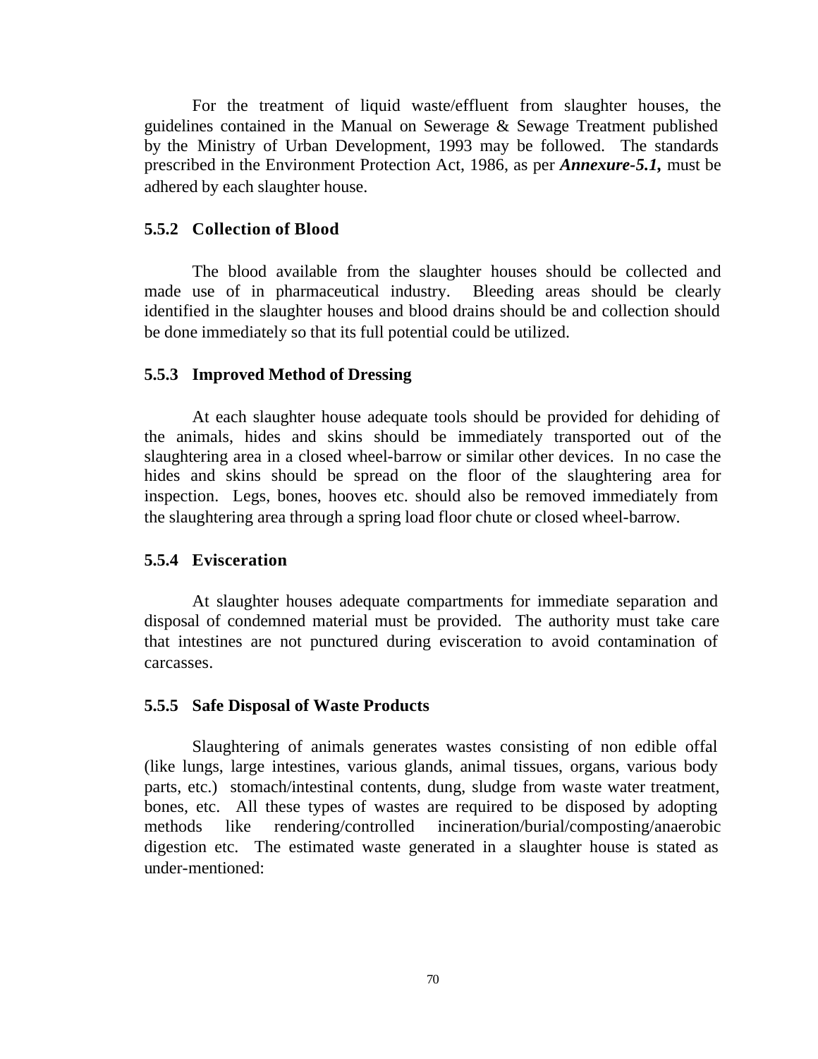For the treatment of liquid waste/effluent from slaughter houses, the guidelines contained in the Manual on Sewerage & Sewage Treatment published by the Ministry of Urban Development, 1993 may be followed. The standards prescribed in the Environment Protection Act, 1986, as per ***Annexure-5.1,*** must be adhered by each slaughter house.

### 5.5.2 Collection of Blood

The blood available from the slaughter houses should be collected and made use of in pharmaceutical industry. Bleeding areas should be clearly identified in the slaughter houses and blood drains should be and collection should be done immediately so that its full potential could be utilized.

### 5.5.3 Improved Method of Dressing

At each slaughter house adequate tools should be provided for dehiding of the animals, hides and skins should be immediately transported out of the slaughtering area in a closed wheel-barrow or similar other devices. In no case the hides and skins should be spread on the floor of the slaughtering area for inspection. Legs, bones, hooves etc. should also be removed immediately from the slaughtering area through a spring load floor chute or closed wheel-barrow.

### 5.5.4 Evisceration

At slaughter houses adequate compartments for immediate separation and disposal of condemned material must be provided. The authority must take care that intestines are not punctured during evisceration to avoid contamination of carcasses.

### 5.5.5 Safe Disposal of Waste Products

Slaughtering of animals generates wastes consisting of non edible offal (like lungs, large intestines, various glands, animal tissues, organs, various body parts, etc.) stomach/intestinal contents, dung, sludge from waste water treatment, bones, etc. All these types of wastes are required to be disposed by adopting methods like rendering/controlled incineration/burial/composting/anaerobic digestion etc. The estimated waste generated in a slaughter house is stated as under-mentioned: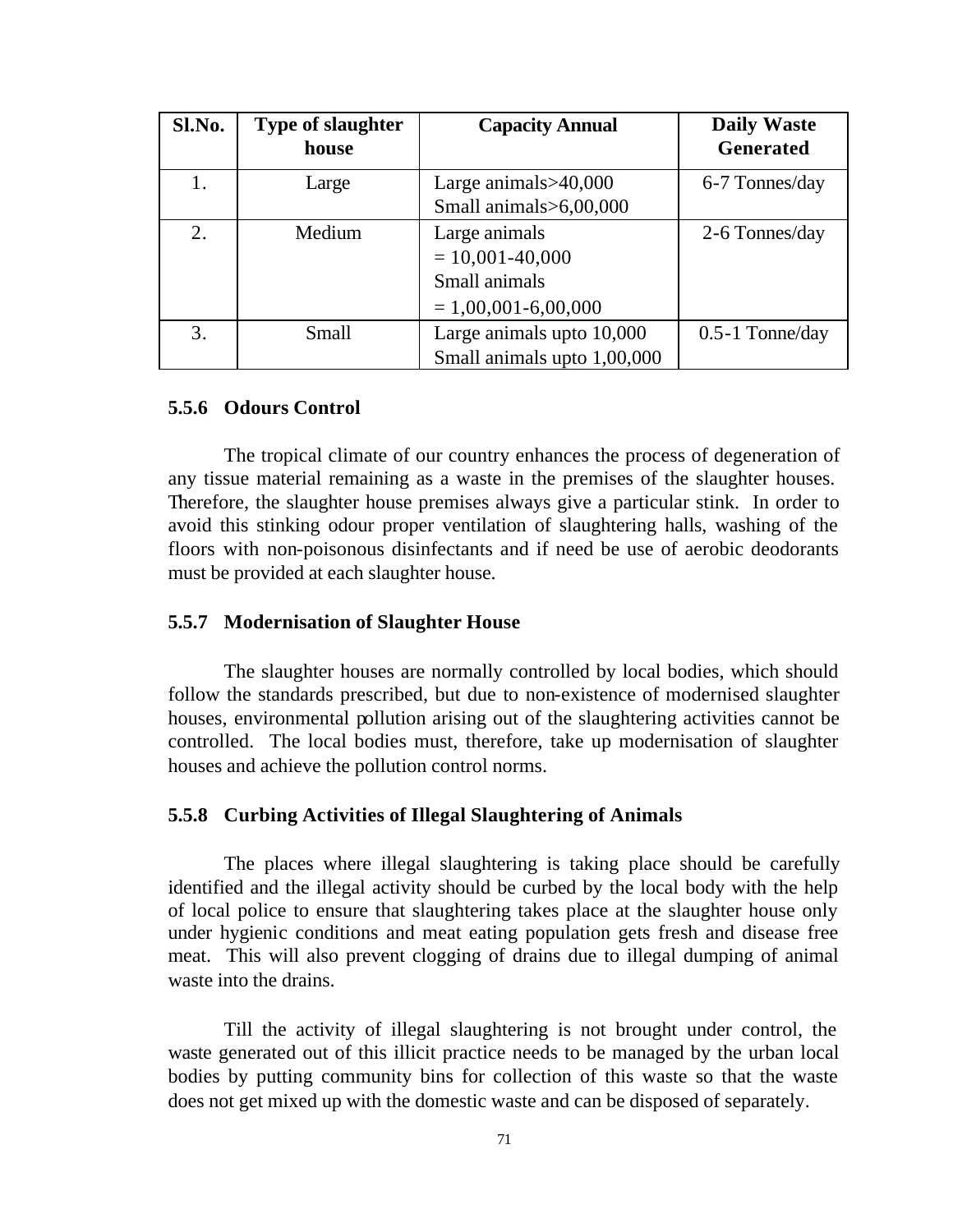| Sl.No. | Type of slaughter house | Capacity Annual | Daily Waste Generated |
|---|---|---|---|
| 1. | Large | Large animals>40,000<br>Small animals>6,00,000 | 6-7 Tonnes/day |
| 2. | Medium | Large animals<br>= 10,001-40,000<br>Small animals<br>= 1,00,001-6,00,000 | 2-6 Tonnes/day |
| 3. | Small | Large animals upto 10,000<br>Small animals upto 1,00,000 | 0.5-1 Tonne/day |

### 5.5.6 Odours Control

The tropical climate of our country enhances the process of degeneration of any tissue material remaining as a waste in the premises of the slaughter houses. Therefore, the slaughter house premises always give a particular stink. In order to avoid this stinking odour proper ventilation of slaughtering halls, washing of the floors with non-poisonous disinfectants and if need be use of aerobic deodorants must be provided at each slaughter house.

### 5.5.7 Modernisation of Slaughter House

The slaughter houses are normally controlled by local bodies, which should follow the standards prescribed, but due to non-existence of modernised slaughter houses, environmental pollution arising out of the slaughtering activities cannot be controlled. The local bodies must, therefore, take up modernisation of slaughter houses and achieve the pollution control norms.

### 5.5.8 Curbing Activities of Illegal Slaughtering of Animals

The places where illegal slaughtering is taking place should be carefully identified and the illegal activity should be curbed by the local body with the help of local police to ensure that slaughtering takes place at the slaughter house only under hygienic conditions and meat eating population gets fresh and disease free meat. This will also prevent clogging of drains due to illegal dumping of animal waste into the drains.

Till the activity of illegal slaughtering is not brought under control, the waste generated out of this illicit practice needs to be managed by the urban local bodies by putting community bins for collection of this waste so that the waste does not get mixed up with the domestic waste and can be disposed of separately.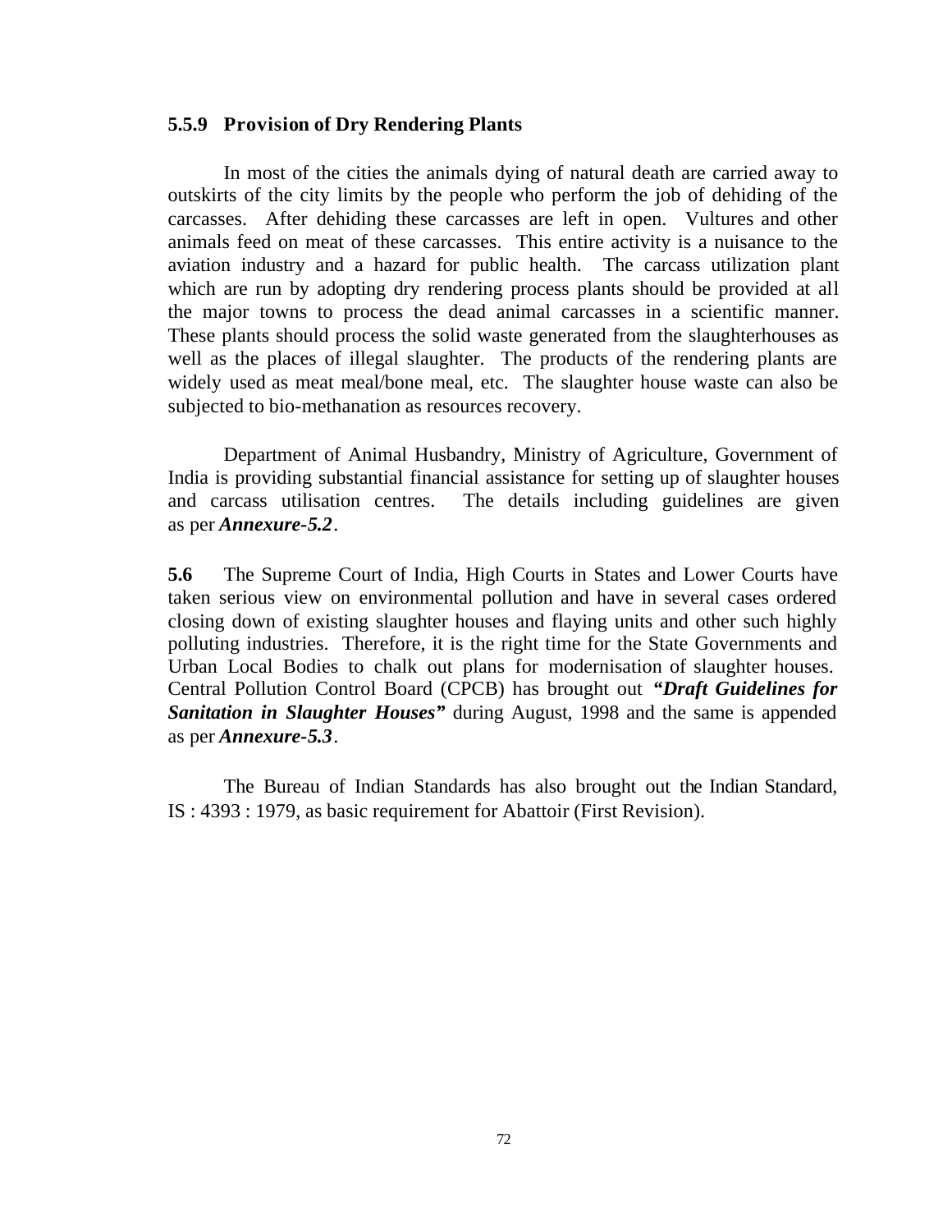### 5.5.9 Provision of Dry Rendering Plants

In most of the cities the animals dying of natural death are carried away to outskirts of the city limits by the people who perform the job of dehiding of the carcasses. After dehiding these carcasses are left in open. Vultures and other animals feed on meat of these carcasses. This entire activity is a nuisance to the aviation industry and a hazard for public health. The carcass utilization plant which are run by adopting dry rendering process plants should be provided at all the major towns to process the dead animal carcasses in a scientific manner. These plants should process the solid waste generated from the slaughterhouses as well as the places of illegal slaughter. The products of the rendering plants are widely used as meat meal/bone meal, etc. The slaughter house waste can also be subjected to bio-methanation as resources recovery.

Department of Animal Husbandry, Ministry of Agriculture, Government of India is providing substantial financial assistance for setting up of slaughter houses and carcass utilisation centres. The details including guidelines are given as per ***Annexure-5.2***.

**5.6** The Supreme Court of India, High Courts in States and Lower Courts have taken serious view on environmental pollution and have in several cases ordered closing down of existing slaughter houses and flaying units and other such highly polluting industries. Therefore, it is the right time for the State Governments and Urban Local Bodies to chalk out plans for modernisation of slaughter houses. Central Pollution Control Board (CPCB) has brought out ***"Draft Guidelines for Sanitation in Slaughter Houses"*** during August, 1998 and the same is appended as per ***Annexure-5.3***.

The Bureau of Indian Standards has also brought out the Indian Standard, IS : 4393 : 1979, as basic requirement for Abattoir (First Revision).